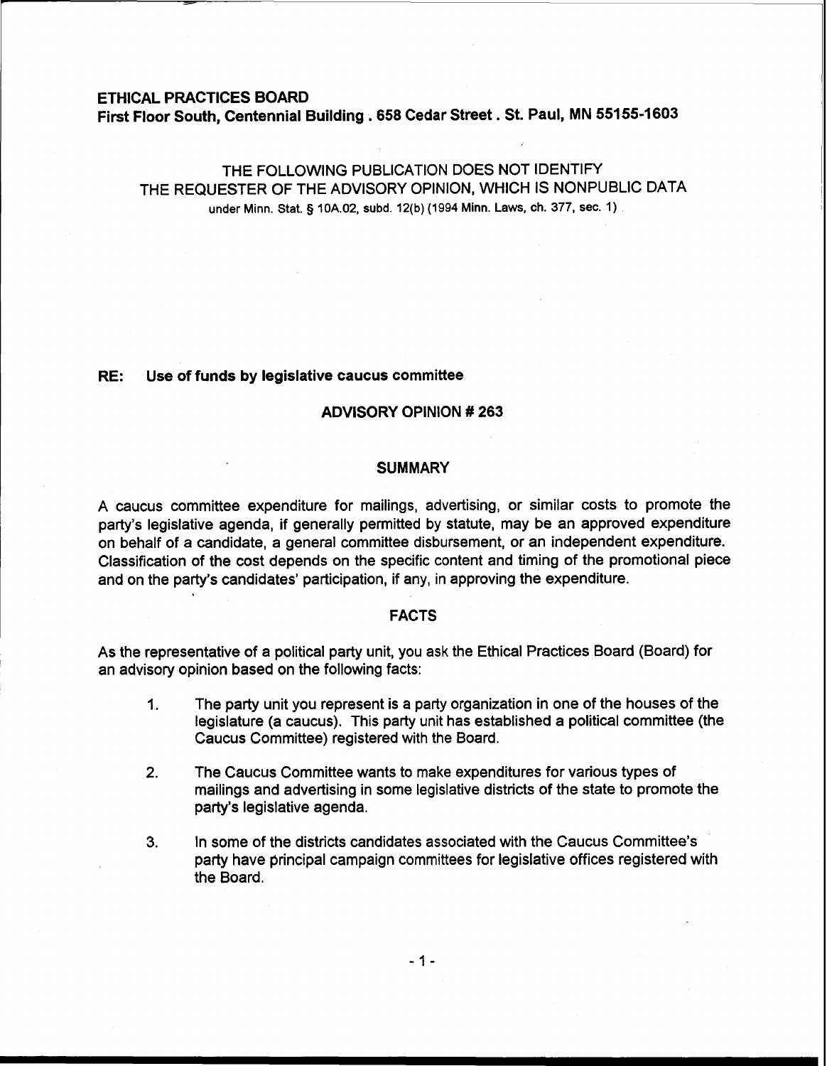**ETHICAL PRACTICES BOARD**
**First Floor South, Centennial Building . 658 Cedar Street . St. Paul, MN 55155-1603**

THE FOLLOWING PUBLICATION DOES NOT IDENTIFY
THE REQUESTER OF THE ADVISORY OPINION, WHICH IS NONPUBLIC DATA
under Minn. Stat. § 10A.02, subd. 12(b) (1994 Minn. Laws, ch. 377, sec. 1)

**RE: Use of funds by legislative caucus committee**

## ADVISORY OPINION # 263

## SUMMARY

A caucus committee expenditure for mailings, advertising, or similar costs to promote the party's legislative agenda, if generally permitted by statute, may be an approved expenditure on behalf of a candidate, a general committee disbursement, or an independent expenditure. Classification of the cost depends on the specific content and timing of the promotional piece and on the party's candidates' participation, if any, in approving the expenditure.

## FACTS

As the representative of a political party unit, you ask the Ethical Practices Board (Board) for an advisory opinion based on the following facts:

1. The party unit you represent is a party organization in one of the houses of the legislature (a caucus). This party unit has established a political committee (the Caucus Committee) registered with the Board.

2. The Caucus Committee wants to make expenditures for various types of mailings and advertising in some legislative districts of the state to promote the party's legislative agenda.

3. In some of the districts candidates associated with the Caucus Committee's party have principal campaign committees for legislative offices registered with the Board.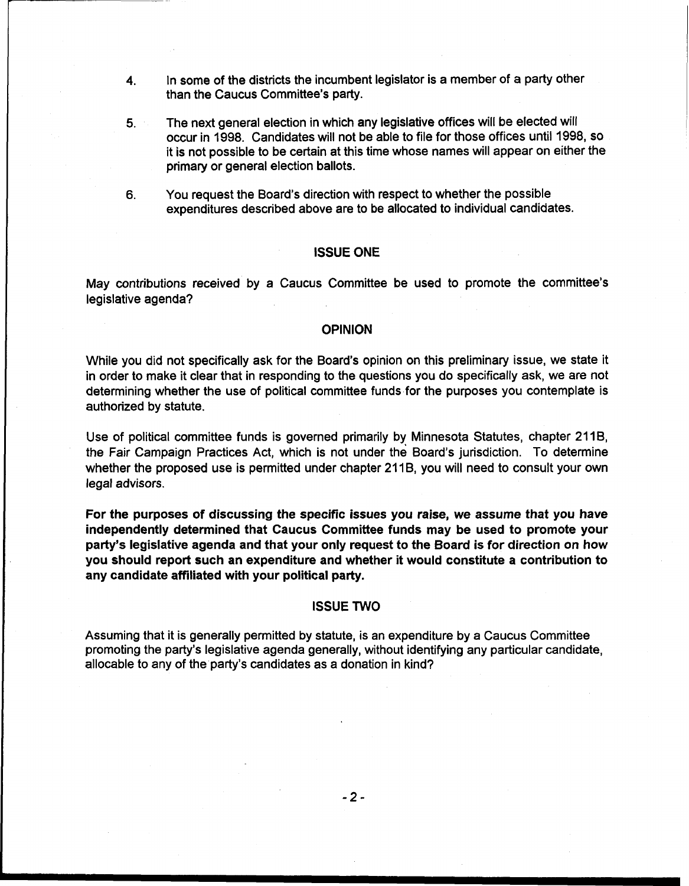4. In some of the districts the incumbent legislator is a member of a party other than the Caucus Committee's party.

5. The next general election in which any legislative offices will be elected will occur in 1998. Candidates will not be able to file for those offices until 1998, so it is not possible to be certain at this time whose names will appear on either the primary or general election ballots.

6. You request the Board's direction with respect to whether the possible expenditures described above are to be allocated to individual candidates.

## ISSUE ONE

May contributions received by a Caucus Committee be used to promote the committee's legislative agenda?

## OPINION

While you did not specifically ask for the Board's opinion on this preliminary issue, we state it in order to make it clear that in responding to the questions you do specifically ask, we are not determining whether the use of political committee funds for the purposes you contemplate is authorized by statute.

Use of political committee funds is governed primarily by Minnesota Statutes, chapter 211B, the Fair Campaign Practices Act, which is not under the Board's jurisdiction. To determine whether the proposed use is permitted under chapter 211B, you will need to consult your own legal advisors.

**For the purposes of discussing the specific issues you raise, we assume that you have independently determined that Caucus Committee funds may be used to promote your party's legislative agenda and that your only request to the Board is for direction on how you should report such an expenditure and whether it would constitute a contribution to any candidate affiliated with your political party.**

## ISSUE TWO

Assuming that it is generally permitted by statute, is an expenditure by a Caucus Committee promoting the party's legislative agenda generally, without identifying any particular candidate, allocable to any of the party's candidates as a donation in kind?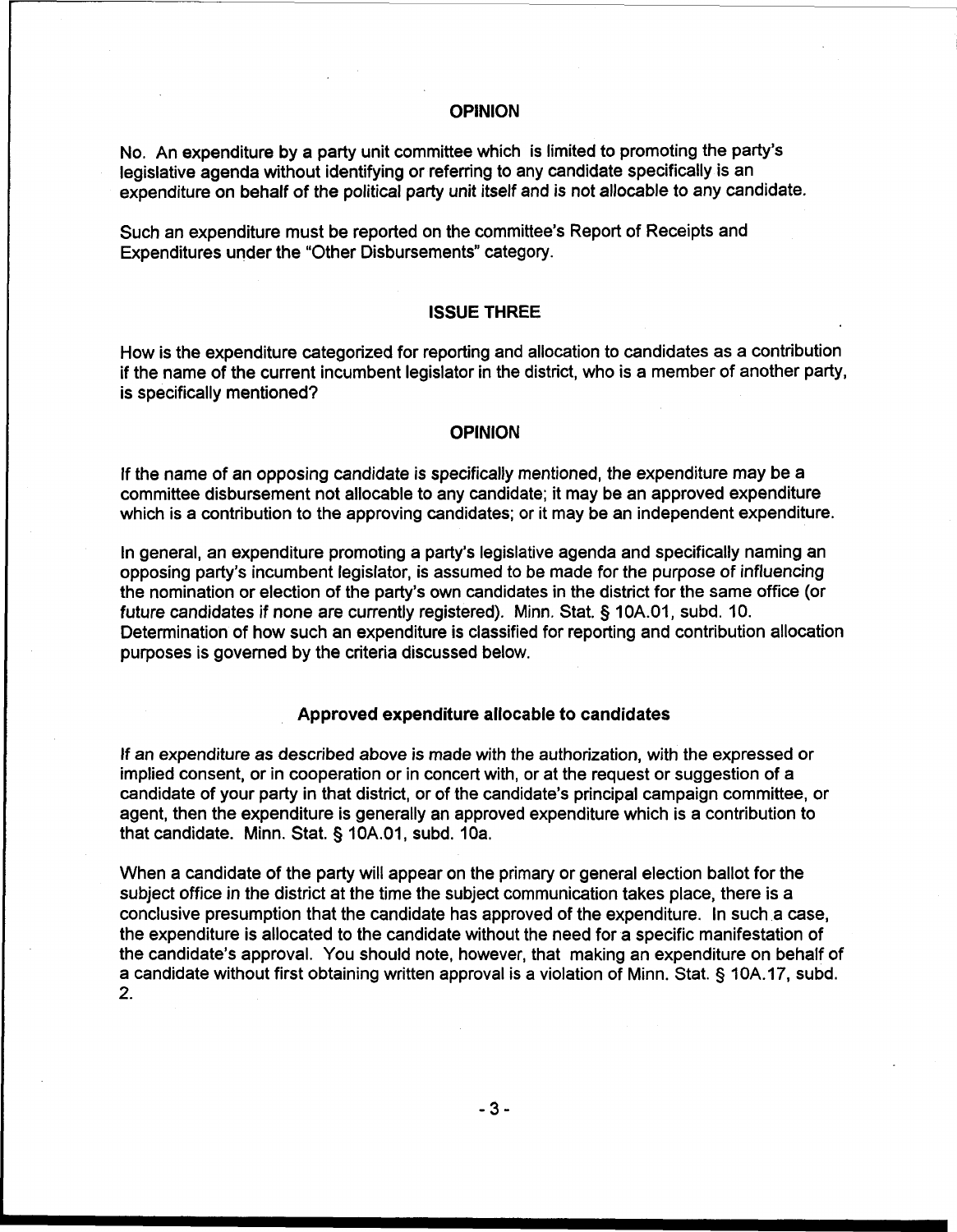## OPINION

No. An expenditure by a party unit committee which is limited to promoting the party's legislative agenda without identifying or referring to any candidate specifically is an expenditure on behalf of the political party unit itself and is not allocable to any candidate.

Such an expenditure must be reported on the committee's Report of Receipts and Expenditures under the "Other Disbursements" category.

## ISSUE THREE

How is the expenditure categorized for reporting and allocation to candidates as a contribution if the name of the current incumbent legislator in the district, who is a member of another party, is specifically mentioned?

## OPINION

If the name of an opposing candidate is specifically mentioned, the expenditure may be a committee disbursement not allocable to any candidate; it may be an approved expenditure which is a contribution to the approving candidates; or it may be an independent expenditure.

In general, an expenditure promoting a party's legislative agenda and specifically naming an opposing party's incumbent legislator, is assumed to be made for the purpose of influencing the nomination or election of the party's own candidates in the district for the same office (or future candidates if none are currently registered). Minn. Stat. § 10A.01, subd. 10. Determination of how such an expenditure is classified for reporting and contribution allocation purposes is governed by the criteria discussed below.

### Approved expenditure allocable to candidates

If an expenditure as described above is made with the authorization, with the expressed or implied consent, or in cooperation or in concert with, or at the request or suggestion of a candidate of your party in that district, or of the candidate's principal campaign committee, or agent, then the expenditure is generally an approved expenditure which is a contribution to that candidate. Minn. Stat. § 10A.01, subd. 10a.

When a candidate of the party will appear on the primary or general election ballot for the subject office in the district at the time the subject communication takes place, there is a conclusive presumption that the candidate has approved of the expenditure. In such a case, the expenditure is allocated to the candidate without the need for a specific manifestation of the candidate's approval. You should note, however, that making an expenditure on behalf of a candidate without first obtaining written approval is a violation of Minn. Stat. § 10A.17, subd. 2.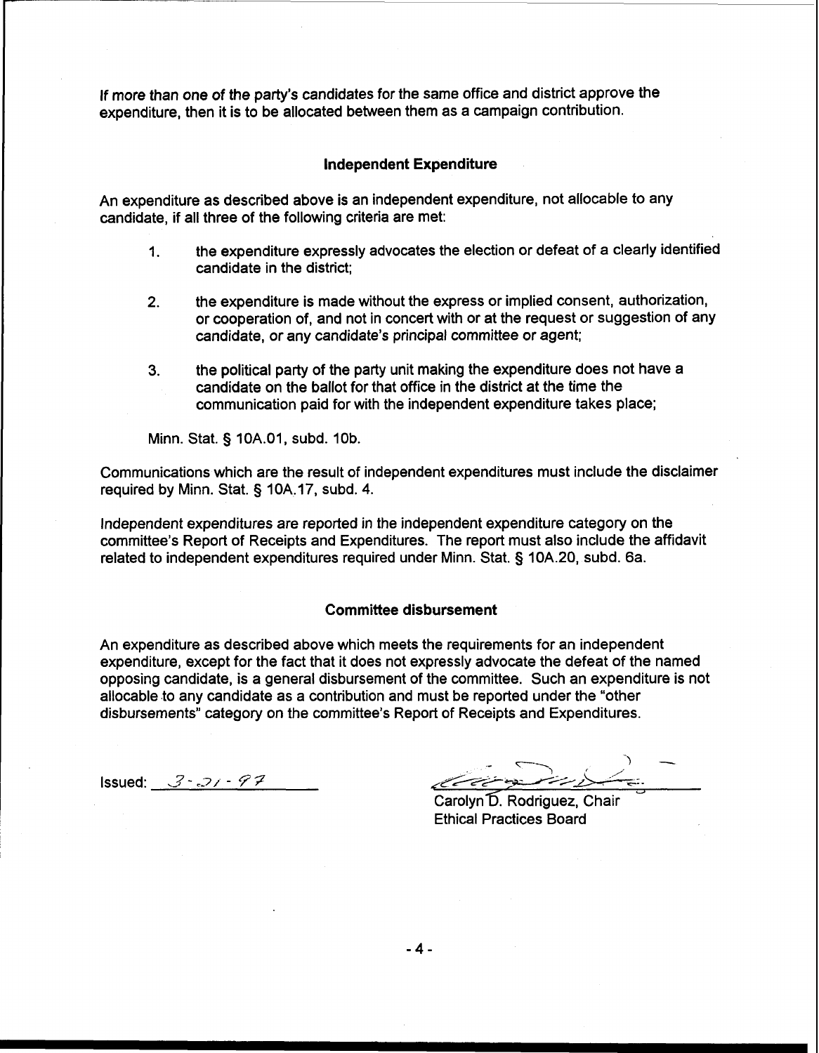If more than one of the party's candidates for the same office and district approve the expenditure, then it is to be allocated between them as a campaign contribution.

### Independent Expenditure

An expenditure as described above is an independent expenditure, not allocable to any candidate, if all three of the following criteria are met:

1. the expenditure expressly advocates the election or defeat of a clearly identified candidate in the district;

2. the expenditure is made without the express or implied consent, authorization, or cooperation of, and not in concert with or at the request or suggestion of any candidate, or any candidate's principal committee or agent;

3. the political party of the party unit making the expenditure does not have a candidate on the ballot for that office in the district at the time the communication paid for with the independent expenditure takes place;

Minn. Stat. § 10A.01, subd. 10b.

Communications which are the result of independent expenditures must include the disclaimer required by Minn. Stat. § 10A.17, subd. 4.

Independent expenditures are reported in the independent expenditure category on the committee's Report of Receipts and Expenditures. The report must also include the affidavit related to independent expenditures required under Minn. Stat. § 10A.20, subd. 6a.

### Committee disbursement

An expenditure as described above which meets the requirements for an independent expenditure, except for the fact that it does not expressly advocate the defeat of the named opposing candidate, is a general disbursement of the committee. Such an expenditure is not allocable to any candidate as a contribution and must be reported under the "other disbursements" category on the committee's Report of Receipts and Expenditures.

Issued: 3-21-97

Carolyn D. Rodriguez, Chair
Ethical Practices Board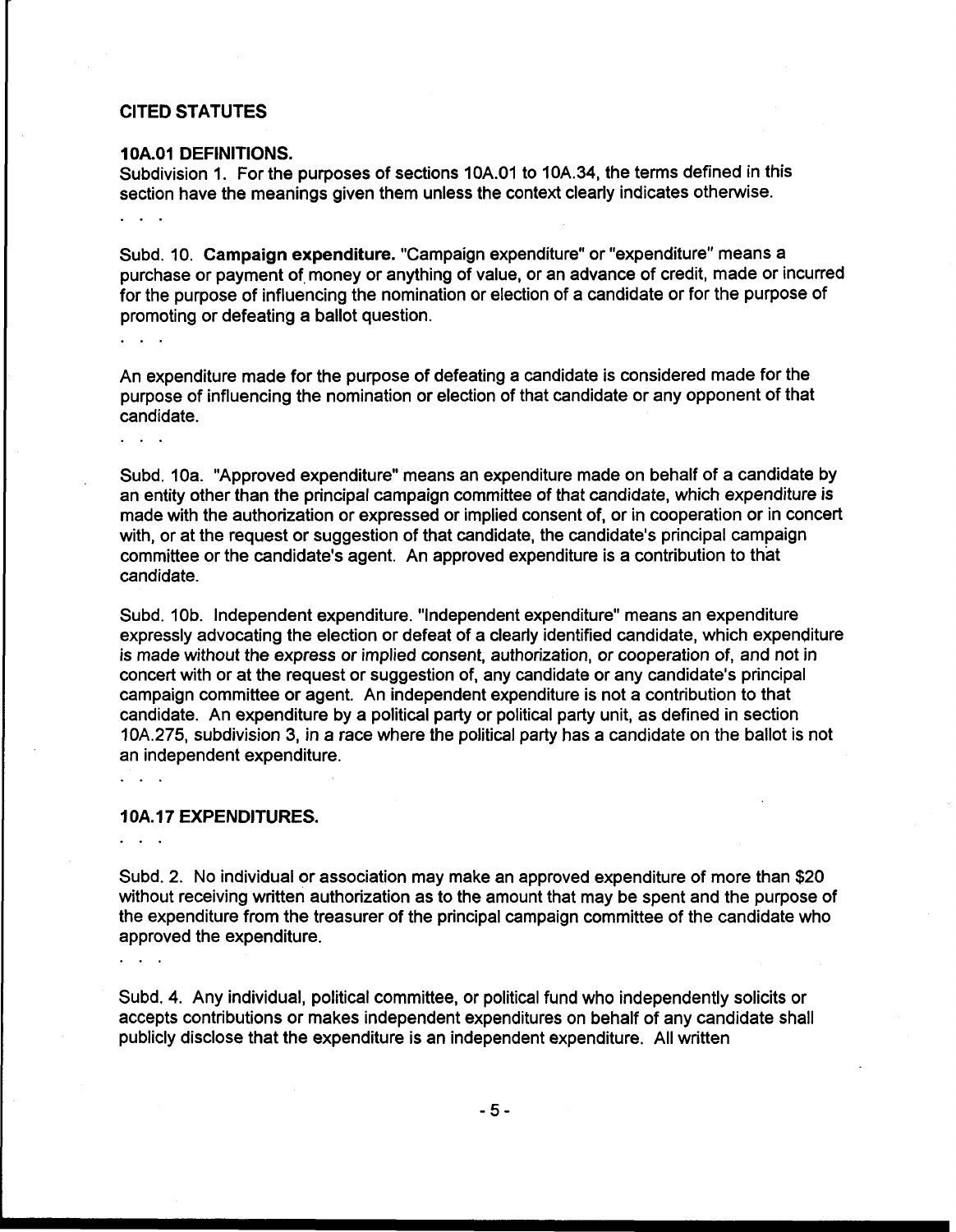## CITED STATUTES

### 10A.01 DEFINITIONS.

Subdivision 1. For the purposes of sections 10A.01 to 10A.34, the terms defined in this section have the meanings given them unless the context clearly indicates otherwise.

. . .

Subd. 10. **Campaign expenditure.** "Campaign expenditure" or "expenditure" means a purchase or payment of money or anything of value, or an advance of credit, made or incurred for the purpose of influencing the nomination or election of a candidate or for the purpose of promoting or defeating a ballot question.

. . .

An expenditure made for the purpose of defeating a candidate is considered made for the purpose of influencing the nomination or election of that candidate or any opponent of that candidate.

. . .

Subd. 10a. "Approved expenditure" means an expenditure made on behalf of a candidate by an entity other than the principal campaign committee of that candidate, which expenditure is made with the authorization or expressed or implied consent of, or in cooperation or in concert with, or at the request or suggestion of that candidate, the candidate's principal campaign committee or the candidate's agent. An approved expenditure is a contribution to that candidate.

Subd. 10b. Independent expenditure. "Independent expenditure" means an expenditure expressly advocating the election or defeat of a clearly identified candidate, which expenditure is made without the express or implied consent, authorization, or cooperation of, and not in concert with or at the request or suggestion of, any candidate or any candidate's principal campaign committee or agent. An independent expenditure is not a contribution to that candidate. An expenditure by a political party or political party unit, as defined in section 10A.275, subdivision 3, in a race where the political party has a candidate on the ballot is not an independent expenditure.

. . .

### 10A.17 EXPENDITURES.

. . .

Subd. 2. No individual or association may make an approved expenditure of more than $20 without receiving written authorization as to the amount that may be spent and the purpose of the expenditure from the treasurer of the principal campaign committee of the candidate who approved the expenditure.

. . .

Subd. 4. Any individual, political committee, or political fund who independently solicits or accepts contributions or makes independent expenditures on behalf of any candidate shall publicly disclose that the expenditure is an independent expenditure. All written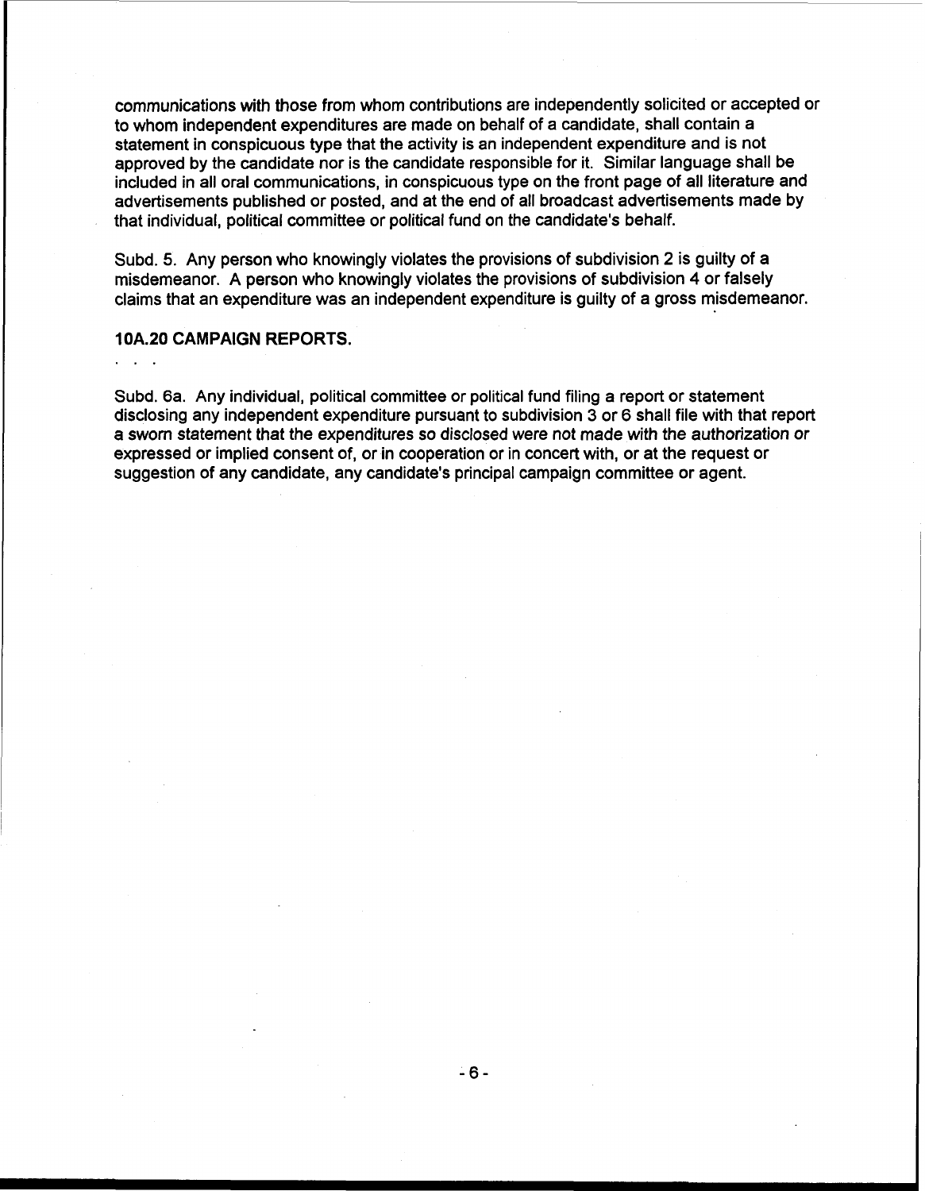communications with those from whom contributions are independently solicited or accepted or to whom independent expenditures are made on behalf of a candidate, shall contain a statement in conspicuous type that the activity is an independent expenditure and is not approved by the candidate nor is the candidate responsible for it. Similar language shall be included in all oral communications, in conspicuous type on the front page of all literature and advertisements published or posted, and at the end of all broadcast advertisements made by that individual, political committee or political fund on the candidate's behalf.

Subd. 5. Any person who knowingly violates the provisions of subdivision 2 is guilty of a misdemeanor. A person who knowingly violates the provisions of subdivision 4 or falsely claims that an expenditure was an independent expenditure is guilty of a gross misdemeanor.

**10A.20 CAMPAIGN REPORTS.**

. . .

Subd. 6a. Any individual, political committee or political fund filing a report or statement disclosing any independent expenditure pursuant to subdivision 3 or 6 shall file with that report a sworn statement that the expenditures so disclosed were not made with the authorization or expressed or implied consent of, or in cooperation or in concert with, or at the request or suggestion of any candidate, any candidate's principal campaign committee or agent.